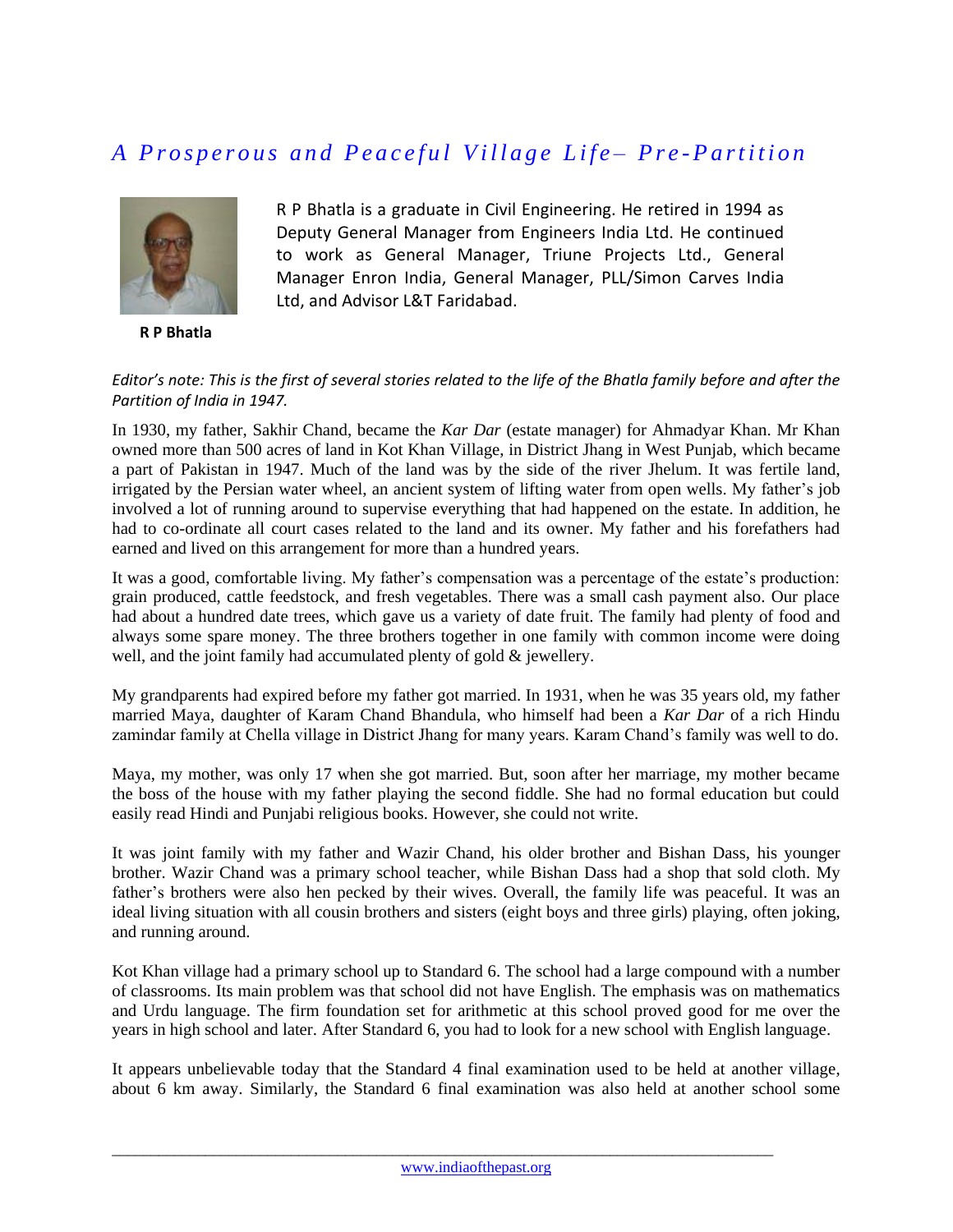# *A Prosperous and Peaceful Village Life– Pre-Partition*

**R P Bhatla**

R P Bhatla is a graduate in Civil Engineering. He retired in 1994 as Deputy General Manager from Engineers India Ltd. He continued to work as General Manager, Triune Projects Ltd., General Manager Enron India, General Manager, PLL/Simon Carves India Ltd, and Advisor L&T Faridabad.

*Editor's note: This is the first of several stories related to the life of the Bhatla family before and after the Partition of India in 1947.*

In 1930, my father, Sakhir Chand, became the *Kar Dar* (estate manager) for Ahmadyar Khan. Mr Khan owned more than 500 acres of land in Kot Khan Village, in District Jhang in West Punjab, which became a part of Pakistan in 1947. Much of the land was by the side of the river Jhelum. It was fertile land, irrigated by the Persian water wheel, an ancient system of lifting water from open wells. My father's job involved a lot of running around to supervise everything that had happened on the estate. In addition, he had to co-ordinate all court cases related to the land and its owner. My father and his forefathers had earned and lived on this arrangement for more than a hundred years.

It was a good, comfortable living. My father's compensation was a percentage of the estate's production: grain produced, cattle feedstock, and fresh vegetables. There was a small cash payment also. Our place had about a hundred date trees, which gave us a variety of date fruit. The family had plenty of food and always some spare money. The three brothers together in one family with common income were doing well, and the joint family had accumulated plenty of gold & jewellery.

My grandparents had expired before my father got married. In 1931, when he was 35 years old, my father married Maya, daughter of Karam Chand Bhandula, who himself had been a *Kar Dar* of a rich Hindu zamindar family at Chella village in District Jhang for many years. Karam Chand's family was well to do.

Maya, my mother, was only 17 when she got married. But, soon after her marriage, my mother became the boss of the house with my father playing the second fiddle. She had no formal education but could easily read Hindi and Punjabi religious books. However, she could not write.

It was joint family with my father and Wazir Chand, his older brother and Bishan Dass, his younger brother. Wazir Chand was a primary school teacher, while Bishan Dass had a shop that sold cloth. My father's brothers were also hen pecked by their wives. Overall, the family life was peaceful. It was an ideal living situation with all cousin brothers and sisters (eight boys and three girls) playing, often joking, and running around.

Kot Khan village had a primary school up to Standard 6. The school had a large compound with a number of classrooms. Its main problem was that school did not have English. The emphasis was on mathematics and Urdu language. The firm foundation set for arithmetic at this school proved good for me over the years in high school and later. After Standard 6, you had to look for a new school with English language.

It appears unbelievable today that the Standard 4 final examination used to be held at another village, about 6 km away. Similarly, the Standard 6 final examination was also held at another school some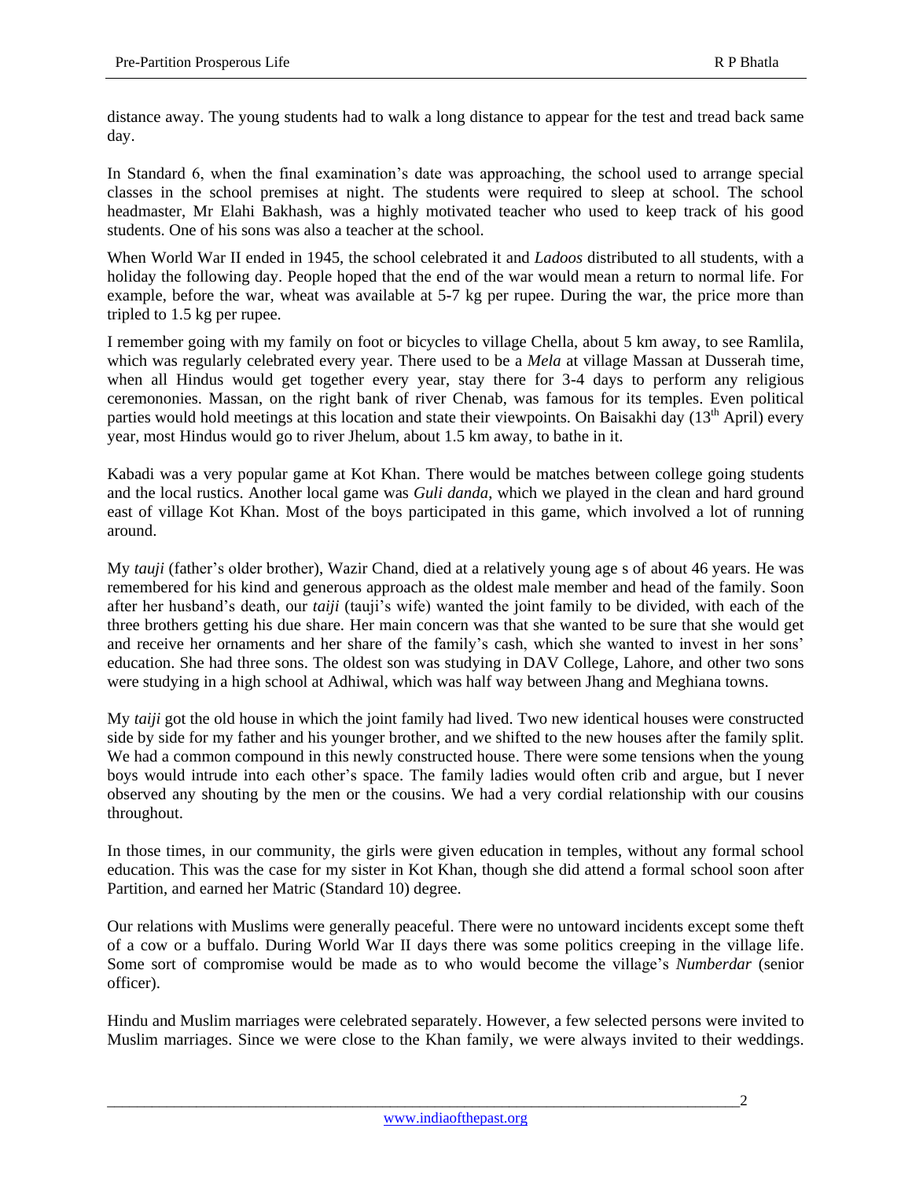distance away. The young students had to walk a long distance to appear for the test and tread back same day.

In Standard 6, when the final examination's date was approaching, the school used to arrange special classes in the school premises at night. The students were required to sleep at school. The school headmaster, Mr Elahi Bakhash, was a highly motivated teacher who used to keep track of his good students. One of his sons was also a teacher at the school.

When World War II ended in 1945, the school celebrated it and *Ladoos* distributed to all students, with a holiday the following day. People hoped that the end of the war would mean a return to normal life. For example, before the war, wheat was available at 5-7 kg per rupee. During the war, the price more than tripled to 1.5 kg per rupee.

I remember going with my family on foot or bicycles to village Chella, about 5 km away, to see Ramlila, which was regularly celebrated every year. There used to be a *Mela* at village Massan at Dusserah time, when all Hindus would get together every year, stay there for 3-4 days to perform any religious ceremononies. Massan, on the right bank of river Chenab, was famous for its temples. Even political parties would hold meetings at this location and state their viewpoints. On Baisakhi day (13th April) every year, most Hindus would go to river Jhelum, about 1.5 km away, to bathe in it.

Kabadi was a very popular game at Kot Khan. There would be matches between college going students and the local rustics. Another local game was *Guli danda*, which we played in the clean and hard ground east of village Kot Khan. Most of the boys participated in this game, which involved a lot of running around.

My *tauji* (father's older brother), Wazir Chand, died at a relatively young age s of about 46 years. He was remembered for his kind and generous approach as the oldest male member and head of the family. Soon after her husband's death, our *taiji* (tauji's wife) wanted the joint family to be divided, with each of the three brothers getting his due share. Her main concern was that she wanted to be sure that she would get and receive her ornaments and her share of the family's cash, which she wanted to invest in her sons' education. She had three sons. The oldest son was studying in DAV College, Lahore, and other two sons were studying in a high school at Adhiwal, which was half way between Jhang and Meghiana towns.

My *taiji* got the old house in which the joint family had lived. Two new identical houses were constructed side by side for my father and his younger brother, and we shifted to the new houses after the family split. We had a common compound in this newly constructed house. There were some tensions when the young boys would intrude into each other's space. The family ladies would often crib and argue, but I never observed any shouting by the men or the cousins. We had a very cordial relationship with our cousins throughout.

In those times, in our community, the girls were given education in temples, without any formal school education. This was the case for my sister in Kot Khan, though she did attend a formal school soon after Partition, and earned her Matric (Standard 10) degree.

Our relations with Muslims were generally peaceful. There were no untoward incidents except some theft of a cow or a buffalo. During World War II days there was some politics creeping in the village life. Some sort of compromise would be made as to who would become the village's *Numberdar* (senior officer).

Hindu and Muslim marriages were celebrated separately. However, a few selected persons were invited to Muslim marriages. Since we were close to the Khan family, we were always invited to their weddings.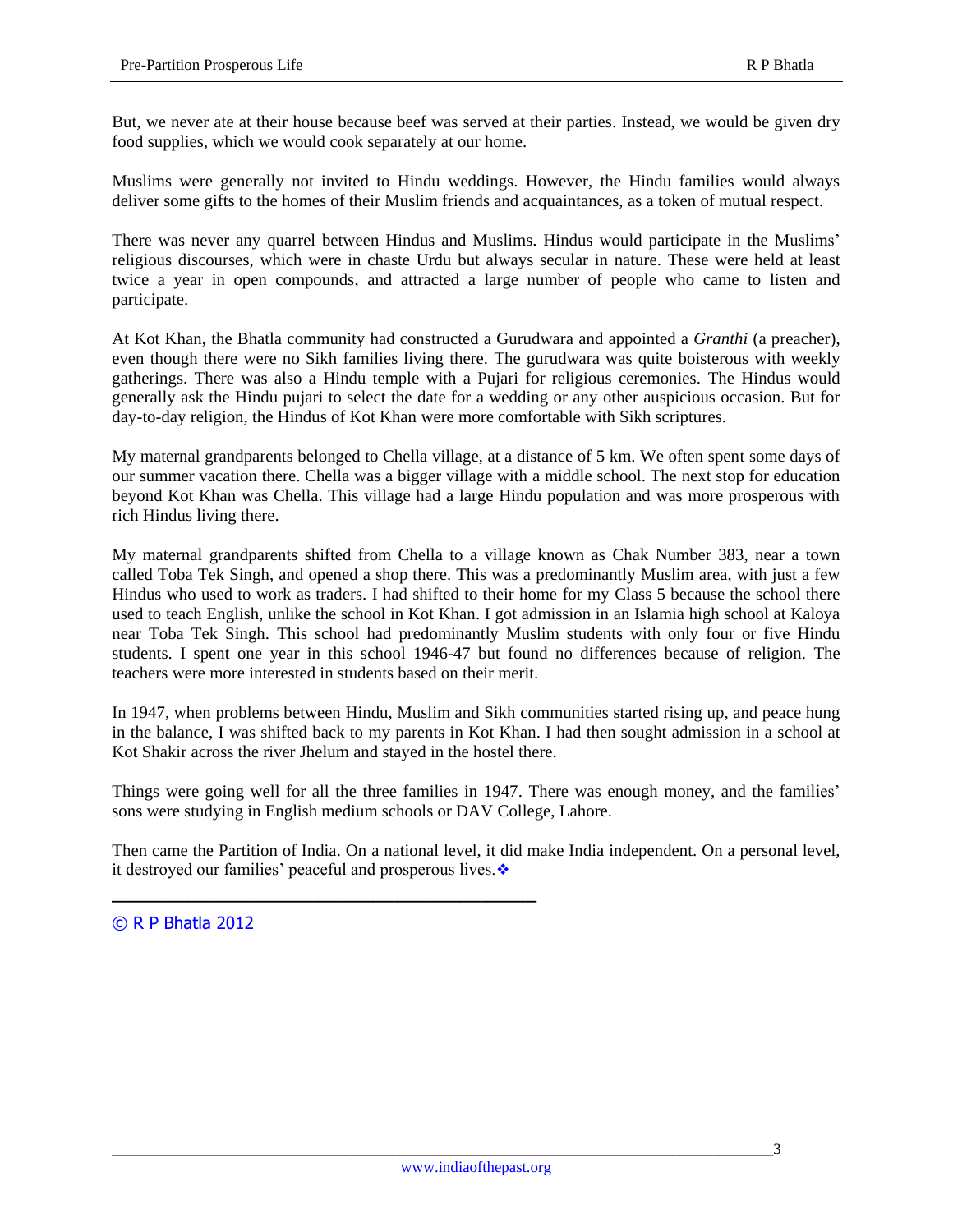But, we never ate at their house because beef was served at their parties. Instead, we would be given dry food supplies, which we would cook separately at our home.

Muslims were generally not invited to Hindu weddings. However, the Hindu families would always deliver some gifts to the homes of their Muslim friends and acquaintances, as a token of mutual respect.

There was never any quarrel between Hindus and Muslims. Hindus would participate in the Muslims' religious discourses, which were in chaste Urdu but always secular in nature. These were held at least twice a year in open compounds, and attracted a large number of people who came to listen and participate.

At Kot Khan, the Bhatla community had constructed a Gurudwara and appointed a *Granthi* (a preacher), even though there were no Sikh families living there. The gurudwara was quite boisterous with weekly gatherings. There was also a Hindu temple with a Pujari for religious ceremonies. The Hindus would generally ask the Hindu pujari to select the date for a wedding or any other auspicious occasion. But for day-to-day religion, the Hindus of Kot Khan were more comfortable with Sikh scriptures.

My maternal grandparents belonged to Chella village, at a distance of 5 km. We often spent some days of our summer vacation there. Chella was a bigger village with a middle school. The next stop for education beyond Kot Khan was Chella. This village had a large Hindu population and was more prosperous with rich Hindus living there.

My maternal grandparents shifted from Chella to a village known as Chak Number 383, near a town called Toba Tek Singh, and opened a shop there. This was a predominantly Muslim area, with just a few Hindus who used to work as traders. I had shifted to their home for my Class 5 because the school there used to teach English, unlike the school in Kot Khan. I got admission in an Islamia high school at Kaloya near Toba Tek Singh. This school had predominantly Muslim students with only four or five Hindu students. I spent one year in this school 1946-47 but found no differences because of religion. The teachers were more interested in students based on their merit.

In 1947, when problems between Hindu, Muslim and Sikh communities started rising up, and peace hung in the balance, I was shifted back to my parents in Kot Khan. I had then sought admission in a school at Kot Shakir across the river Jhelum and stayed in the hostel there.

Things were going well for all the three families in 1947. There was enough money, and the families' sons were studying in English medium schools or DAV College, Lahore.

Then came the Partition of India. On a national level, it did make India independent. On a personal level, it destroyed our families' peaceful and prosperous lives.❖

---

© R P Bhatla 2012